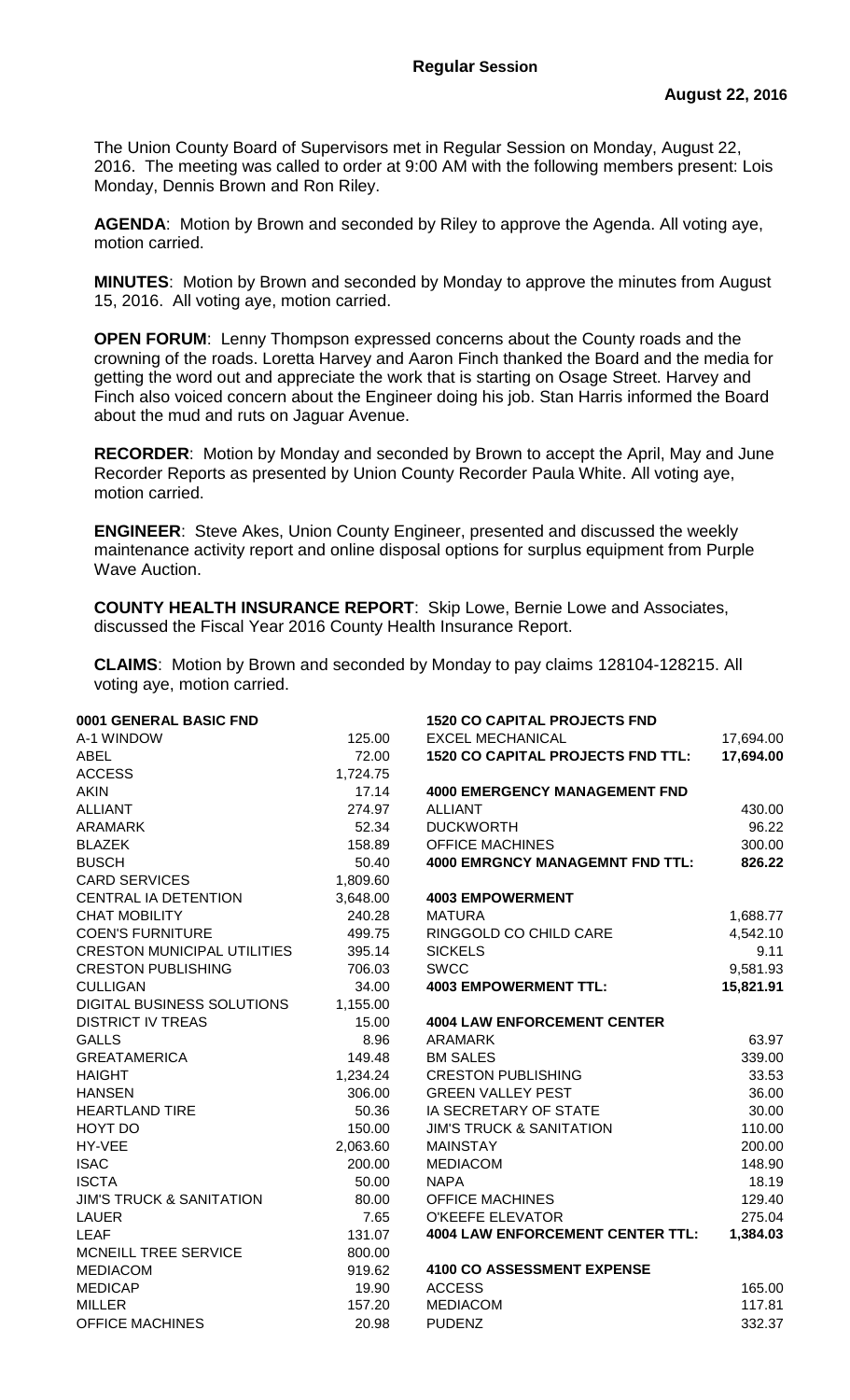## Regular Session

**August 22, 2016**

The Union County Board of Supervisors met in Regular Session on Monday, August 22, 2016. The meeting was called to order at 9:00 AM with the following members present: Lois Monday, Dennis Brown and Ron Riley.

**AGENDA**: Motion by Brown and seconded by Riley to approve the Agenda. All voting aye, motion carried.

**MINUTES**: Motion by Brown and seconded by Monday to approve the minutes from August 15, 2016. All voting aye, motion carried.

**OPEN FORUM**: Lenny Thompson expressed concerns about the County roads and the crowning of the roads. Loretta Harvey and Aaron Finch thanked the Board and the media for getting the word out and appreciate the work that is starting on Osage Street. Harvey and Finch also voiced concern about the Engineer doing his job. Stan Harris informed the Board about the mud and ruts on Jaguar Avenue.

**RECORDER**: Motion by Monday and seconded by Brown to accept the April, May and June Recorder Reports as presented by Union County Recorder Paula White. All voting aye, motion carried.

**ENGINEER**: Steve Akes, Union County Engineer, presented and discussed the weekly maintenance activity report and online disposal options for surplus equipment from Purple Wave Auction.

**COUNTY HEALTH INSURANCE REPORT**: Skip Lowe, Bernie Lowe and Associates, discussed the Fiscal Year 2016 County Health Insurance Report.

**CLAIMS**: Motion by Brown and seconded by Monday to pay claims 128104-128215. All voting aye, motion carried.

| **0001 GENERAL BASIC FND** | |
|---|---|
| A-1 WINDOW | 125.00 |
| ABEL | 72.00 |
| ACCESS | 1,724.75 |
| AKIN | 17.14 |
| ALLIANT | 274.97 |
| ARAMARK | 52.34 |
| BLAZEK | 158.89 |
| BUSCH | 50.40 |
| CARD SERVICES | 1,809.60 |
| CENTRAL IA DETENTION | 3,648.00 |
| CHAT MOBILITY | 240.28 |
| COEN'S FURNITURE | 499.75 |
| CRESTON MUNICIPAL UTILITIES | 395.14 |
| CRESTON PUBLISHING | 706.03 |
| CULLIGAN | 34.00 |
| DIGITAL BUSINESS SOLUTIONS | 1,155.00 |
| DISTRICT IV TREAS | 15.00 |
| GALLS | 8.96 |
| GREATAMERICA | 149.48 |
| HAIGHT | 1,234.24 |
| HANSEN | 306.00 |
| HEARTLAND TIRE | 50.36 |
| HOYT DO | 150.00 |
| HY-VEE | 2,063.60 |
| ISAC | 200.00 |
| ISCTA | 50.00 |
| JIM'S TRUCK & SANITATION | 80.00 |
| LAUER | 7.65 |
| LEAF | 131.07 |
| MCNEILL TREE SERVICE | 800.00 |
| MEDIACOM | 919.62 |
| MEDICAP | 19.90 |
| MILLER | 157.20 |
| OFFICE MACHINES | 20.98 |

| **1520 CO CAPITAL PROJECTS FND** | |
|---|---|
| EXCEL MECHANICAL | 17,694.00 |
| **1520 CO CAPITAL PROJECTS FND TTL:** | **17,694.00** |
| | |
| **4000 EMERGENCY MANAGEMENT FND** | |
| ALLIANT | 430.00 |
| DUCKWORTH | 96.22 |
| OFFICE MACHINES | 300.00 |
| **4000 EMRGNCY MANAGEMNT FND TTL:** | **826.22** |
| | |
| **4003 EMPOWERMENT** | |
| MATURA | 1,688.77 |
| RINGGOLD CO CHILD CARE | 4,542.10 |
| SICKELS | 9.11 |
| SWCC | 9,581.93 |
| **4003 EMPOWERMENT TTL:** | **15,821.91** |
| | |
| **4004 LAW ENFORCEMENT CENTER** | |
| ARAMARK | 63.97 |
| BM SALES | 339.00 |
| CRESTON PUBLISHING | 33.53 |
| GREEN VALLEY PEST | 36.00 |
| IA SECRETARY OF STATE | 30.00 |
| JIM'S TRUCK & SANITATION | 110.00 |
| MAINSTAY | 200.00 |
| MEDIACOM | 148.90 |
| NAPA | 18.19 |
| OFFICE MACHINES | 129.40 |
| O'KEEFE ELEVATOR | 275.04 |
| **4004 LAW ENFORCEMENT CENTER TTL:** | **1,384.03** |
| | |
| **4100 CO ASSESSMENT EXPENSE** | |
| ACCESS | 165.00 |
| MEDIACOM | 117.81 |
| PUDENZ | 332.37 |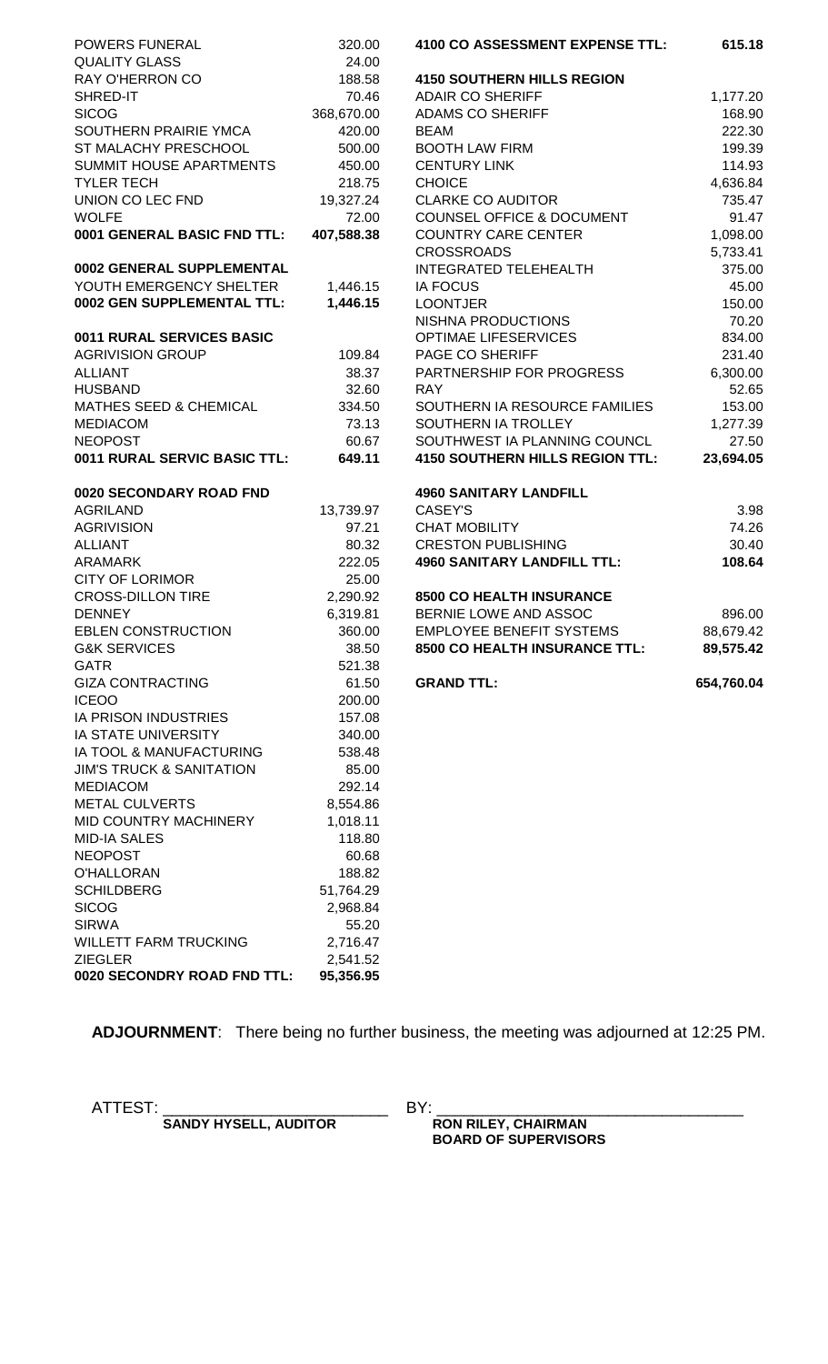| | |
|---|---|
| POWERS FUNERAL | 320.00 |
| QUALITY GLASS | 24.00 |
| RAY O'HERRON CO | 188.58 |
| SHRED-IT | 70.46 |
| SICOG | 368,670.00 |
| SOUTHERN PRAIRIE YMCA | 420.00 |
| ST MALACHY PRESCHOOL | 500.00 |
| SUMMIT HOUSE APARTMENTS | 450.00 |
| TYLER TECH | 218.75 |
| UNION CO LEC FND | 19,327.24 |
| WOLFE | 72.00 |
| **0001 GENERAL BASIC FND TTL:** | **407,588.38** |
| | |
| **0002 GENERAL SUPPLEMENTAL** | |
| YOUTH EMERGENCY SHELTER | 1,446.15 |
| **0002 GEN SUPPLEMENTAL TTL:** | **1,446.15** |
| | |
| **0011 RURAL SERVICES BASIC** | |
| AGRIVISION GROUP | 109.84 |
| ALLIANT | 38.37 |
| HUSBAND | 32.60 |
| MATHES SEED & CHEMICAL | 334.50 |
| MEDIACOM | 73.13 |
| NEOPOST | 60.67 |
| **0011 RURAL SERVIC BASIC TTL:** | **649.11** |
| | |
| **0020 SECONDARY ROAD FND** | |
| AGRILAND | 13,739.97 |
| AGRIVISION | 97.21 |
| ALLIANT | 80.32 |
| ARAMARK | 222.05 |
| CITY OF LORIMOR | 25.00 |
| CROSS-DILLON TIRE | 2,290.92 |
| DENNEY | 6,319.81 |
| EBLEN CONSTRUCTION | 360.00 |
| G&K SERVICES | 38.50 |
| GATR | 521.38 |
| GIZA CONTRACTING | 61.50 |
| ICEOO | 200.00 |
| IA PRISON INDUSTRIES | 157.08 |
| IA STATE UNIVERSITY | 340.00 |
| IA TOOL & MANUFACTURING | 538.48 |
| JIM'S TRUCK & SANITATION | 85.00 |
| MEDIACOM | 292.14 |
| METAL CULVERTS | 8,554.86 |
| MID COUNTRY MACHINERY | 1,018.11 |
| MID-IA SALES | 118.80 |
| NEOPOST | 60.68 |
| O'HALLORAN | 188.82 |
| SCHILDBERG | 51,764.29 |
| SICOG | 2,968.84 |
| SIRWA | 55.20 |
| WILLETT FARM TRUCKING | 2,716.47 |
| ZIEGLER | 2,541.52 |
| **0020 SECONDRY ROAD FND TTL:** | **95,356.95** |

| | |
|---|---|
| **4100 CO ASSESSMENT EXPENSE TTL:** | **615.18** |
| | |
| **4150 SOUTHERN HILLS REGION** | |
| ADAIR CO SHERIFF | 1,177.20 |
| ADAMS CO SHERIFF | 168.90 |
| BEAM | 222.30 |
| BOOTH LAW FIRM | 199.39 |
| CENTURY LINK | 114.93 |
| CHOICE | 4,636.84 |
| CLARKE CO AUDITOR | 735.47 |
| COUNSEL OFFICE & DOCUMENT | 91.47 |
| COUNTRY CARE CENTER | 1,098.00 |
| CROSSROADS | 5,733.41 |
| INTEGRATED TELEHEALTH | 375.00 |
| IA FOCUS | 45.00 |
| LOONTJER | 150.00 |
| NISHNA PRODUCTIONS | 70.20 |
| OPTIMAE LIFESERVICES | 834.00 |
| PAGE CO SHERIFF | 231.40 |
| PARTNERSHIP FOR PROGRESS | 6,300.00 |
| RAY | 52.65 |
| SOUTHERN IA RESOURCE FAMILIES | 153.00 |
| SOUTHERN IA TROLLEY | 1,277.39 |
| SOUTHWEST IA PLANNING COUNCL | 27.50 |
| **4150 SOUTHERN HILLS REGION TTL:** | **23,694.05** |
| | |
| **4960 SANITARY LANDFILL** | |
| CASEY'S | 3.98 |
| CHAT MOBILITY | 74.26 |
| CRESTON PUBLISHING | 30.40 |
| **4960 SANITARY LANDFILL TTL:** | **108.64** |
| | |
| **8500 CO HEALTH INSURANCE** | |
| BERNIE LOWE AND ASSOC | 896.00 |
| EMPLOYEE BENEFIT SYSTEMS | 88,679.42 |
| **8500 CO HEALTH INSURANCE TTL:** | **89,575.42** |
| | |
| **GRAND TTL:** | **654,760.04** |

**ADJOURNMENT**: There being no further business, the meeting was adjourned at 12:25 PM.

ATTEST: ____________________________ BY: ____________________________________

**SANDY HYSELL, AUDITOR** **RON RILEY, CHAIRMAN**
**BOARD OF SUPERVISORS**